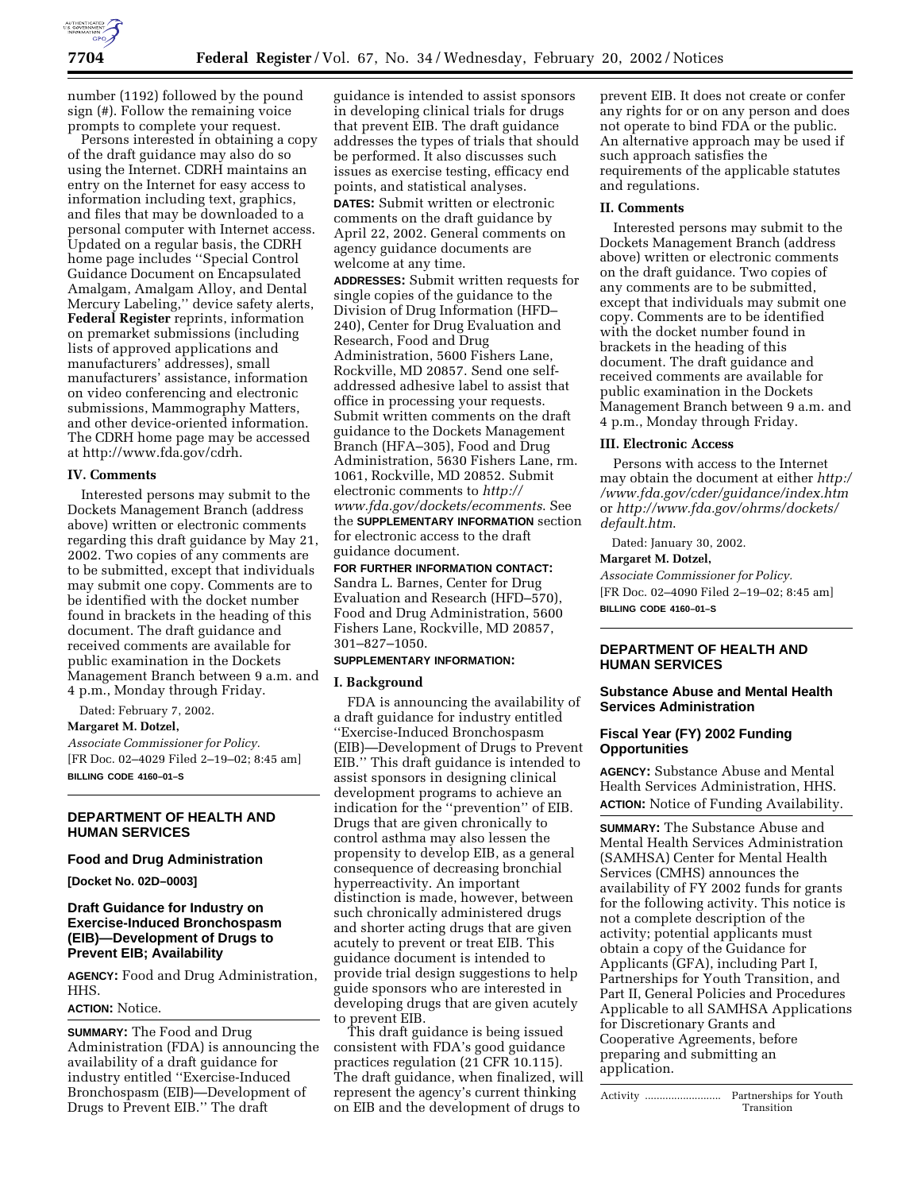number (1192) followed by the pound sign (#). Follow the remaining voice prompts to complete your request.

Persons interested in obtaining a copy of the draft guidance may also do so using the Internet. CDRH maintains an entry on the Internet for easy access to information including text, graphics, and files that may be downloaded to a personal computer with Internet access. Updated on a regular basis, the CDRH home page includes ''Special Control Guidance Document on Encapsulated Amalgam, Amalgam Alloy, and Dental Mercury Labeling,'' device safety alerts, **Federal Register** reprints, information on premarket submissions (including lists of approved applications and manufacturers' addresses), small manufacturers' assistance, information on video conferencing and electronic submissions, Mammography Matters, and other device-oriented information. The CDRH home page may be accessed at http://www.fda.gov/cdrh.

### IV. Comments

Interested persons may submit to the Dockets Management Branch (address above) written or electronic comments regarding this draft guidance by May 21, 2002. Two copies of any comments are to be submitted, except that individuals may submit one copy. Comments are to be identified with the docket number found in brackets in the heading of this document. The draft guidance and received comments are available for public examination in the Dockets Management Branch between 9 a.m. and 4 p.m., Monday through Friday.

Dated: February 7, 2002.

**Margaret M. Dotzel,**

*Associate Commissioner for Policy.*

[FR Doc. 02–4029 Filed 2–19–02; 8:45 am]

**BILLING CODE 4160–01–S**

## DEPARTMENT OF HEALTH AND HUMAN SERVICES

### Food and Drug Administration

**[Docket No. 02D–0003]**

### Draft Guidance for Industry on Exercise-Induced Bronchospasm (EIB)—Development of Drugs to Prevent EIB; Availability

**AGENCY:** Food and Drug Administration, HHS.

**ACTION:** Notice.

**SUMMARY:** The Food and Drug Administration (FDA) is announcing the availability of a draft guidance for industry entitled ''Exercise-Induced Bronchospasm (EIB)—Development of Drugs to Prevent EIB.'' The draft guidance is intended to assist sponsors in developing clinical trials for drugs that prevent EIB. The draft guidance addresses the types of trials that should be performed. It also discusses such issues as exercise testing, efficacy end points, and statistical analyses.

**DATES:** Submit written or electronic comments on the draft guidance by April 22, 2002. General comments on agency guidance documents are welcome at any time.

**ADDRESSES:** Submit written requests for single copies of the guidance to the Division of Drug Information (HFD–240), Center for Drug Evaluation and Research, Food and Drug Administration, 5600 Fishers Lane, Rockville, MD 20857. Send one self-addressed adhesive label to assist that office in processing your requests. Submit written comments on the draft guidance to the Dockets Management Branch (HFA–305), Food and Drug Administration, 5630 Fishers Lane, rm. 1061, Rockville, MD 20852. Submit electronic comments to *http://www.fda.gov/dockets/ecomments*. See the **SUPPLEMENTARY INFORMATION** section for electronic access to the draft guidance document.

**FOR FURTHER INFORMATION CONTACT:** Sandra L. Barnes, Center for Drug Evaluation and Research (HFD–570), Food and Drug Administration, 5600 Fishers Lane, Rockville, MD 20857, 301–827–1050.

**SUPPLEMENTARY INFORMATION:**

### I. Background

FDA is announcing the availability of a draft guidance for industry entitled ''Exercise-Induced Bronchospasm (EIB)—Development of Drugs to Prevent EIB.'' This draft guidance is intended to assist sponsors in designing clinical development programs to achieve an indication for the ''prevention'' of EIB. Drugs that are given chronically to control asthma may also lessen the propensity to develop EIB, as a general consequence of decreasing bronchial hyperreactivity. An important distinction is made, however, between such chronically administered drugs and shorter acting drugs that are given acutely to prevent or treat EIB. This guidance document is intended to provide trial design suggestions to help guide sponsors who are interested in developing drugs that are given acutely to prevent EIB.

This draft guidance is being issued consistent with FDA's good guidance practices regulation (21 CFR 10.115). The draft guidance, when finalized, will represent the agency's current thinking on EIB and the development of drugs to prevent EIB. It does not create or confer any rights for or on any person and does not operate to bind FDA or the public. An alternative approach may be used if such approach satisfies the requirements of the applicable statutes and regulations.

### II. Comments

Interested persons may submit to the Dockets Management Branch (address above) written or electronic comments on the draft guidance. Two copies of any comments are to be submitted, except that individuals may submit one copy. Comments are to be identified with the docket number found in brackets in the heading of this document. The draft guidance and received comments are available for public examination in the Dockets Management Branch between 9 a.m. and 4 p.m., Monday through Friday.

### III. Electronic Access

Persons with access to the Internet may obtain the document at either *http://www.fda.gov/cder/guidance/index.htm* or *http://www.fda.gov/ohrms/dockets/default.htm*.

Dated: January 30, 2002.

**Margaret M. Dotzel,**

*Associate Commissioner for Policy.*

[FR Doc. 02–4090 Filed 2–19–02; 8:45 am]

**BILLING CODE 4160–01–S**

## DEPARTMENT OF HEALTH AND HUMAN SERVICES

### Substance Abuse and Mental Health Services Administration

### Fiscal Year (FY) 2002 Funding Opportunities

**AGENCY:** Substance Abuse and Mental Health Services Administration, HHS.

**ACTION:** Notice of Funding Availability.

**SUMMARY:** The Substance Abuse and Mental Health Services Administration (SAMHSA) Center for Mental Health Services (CMHS) announces the availability of FY 2002 funds for grants for the following activity. This notice is not a complete description of the activity; potential applicants must obtain a copy of the Guidance for Applicants (GFA), including Part I, Partnerships for Youth Transition, and Part II, General Policies and Procedures Applicable to all SAMHSA Applications for Discretionary Grants and Cooperative Agreements, before preparing and submitting an application.

| Activity | Partnerships for Youth Transition |
|---|---|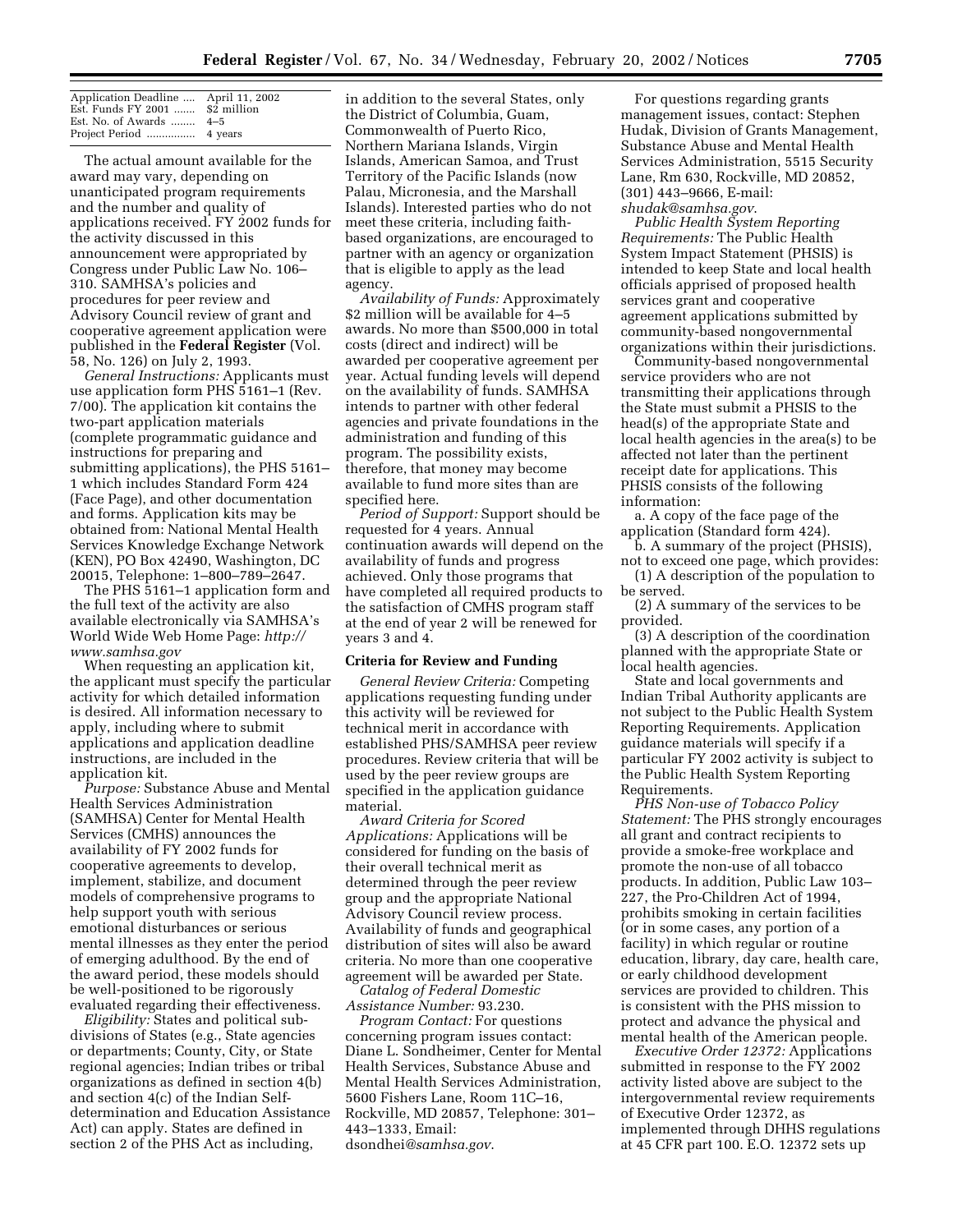| | |
|---|---|
| Application Deadline | April 11, 2002 |
| Est. Funds FY 2001 | $2 million |
| Est. No. of Awards | 4–5 |
| Project Period | 4 years |

The actual amount available for the award may vary, depending on unanticipated program requirements and the number and quality of applications received. FY 2002 funds for the activity discussed in this announcement were appropriated by Congress under Public Law No. 106–310. SAMHSA's policies and procedures for peer review and Advisory Council review of grant and cooperative agreement application were published in the **Federal Register** (Vol. 58, No. 126) on July 2, 1993.

*General Instructions:* Applicants must use application form PHS 5161–1 (Rev. 7/00). The application kit contains the two-part application materials (complete programmatic guidance and instructions for preparing and submitting applications), the PHS 5161–1 which includes Standard Form 424 (Face Page), and other documentation and forms. Application kits may be obtained from: National Mental Health Services Knowledge Exchange Network (KEN), PO Box 42490, Washington, DC 20015, Telephone: 1–800–789–2647.

The PHS 5161–1 application form and the full text of the activity are also available electronically via SAMHSA's World Wide Web Home Page: *http://www.samhsa.gov*

When requesting an application kit, the applicant must specify the particular activity for which detailed information is desired. All information necessary to apply, including where to submit applications and application deadline instructions, are included in the application kit.

*Purpose:* Substance Abuse and Mental Health Services Administration (SAMHSA) Center for Mental Health Services (CMHS) announces the availability of FY 2002 funds for cooperative agreements to develop, implement, stabilize, and document models of comprehensive programs to help support youth with serious emotional disturbances or serious mental illnesses as they enter the period of emerging adulthood. By the end of the award period, these models should be well-positioned to be rigorously evaluated regarding their effectiveness.

*Eligibility:* States and political subdivisions of States (e.g., State agencies or departments; County, City, or State regional agencies; Indian tribes or tribal organizations as defined in section 4(b) and section 4(c) of the Indian Self-determination and Education Assistance Act) can apply. States are defined in section 2 of the PHS Act as including, in addition to the several States, only the District of Columbia, Guam, Commonwealth of Puerto Rico, Northern Mariana Islands, Virgin Islands, American Samoa, and Trust Territory of the Pacific Islands (now Palau, Micronesia, and the Marshall Islands). Interested parties who do not meet these criteria, including faith-based organizations, are encouraged to partner with an agency or organization that is eligible to apply as the lead agency.

*Availability of Funds:* Approximately $2 million will be available for 4–5 awards. No more than $500,000 in total costs (direct and indirect) will be awarded per cooperative agreement per year. Actual funding levels will depend on the availability of funds. SAMHSA intends to partner with other federal agencies and private foundations in the administration and funding of this program. The possibility exists, therefore, that money may become available to fund more sites than are specified here.

*Period of Support:* Support should be requested for 4 years. Annual continuation awards will depend on the availability of funds and progress achieved. Only those programs that have completed all required products to the satisfaction of CMHS program staff at the end of year 2 will be renewed for years 3 and 4.

**Criteria for Review and Funding**

*General Review Criteria:* Competing applications requesting funding under this activity will be reviewed for technical merit in accordance with established PHS/SAMHSA peer review procedures. Review criteria that will be used by the peer review groups are specified in the application guidance material.

*Award Criteria for Scored Applications:* Applications will be considered for funding on the basis of their overall technical merit as determined through the peer review group and the appropriate National Advisory Council review process. Availability of funds and geographical distribution of sites will also be award criteria. No more than one cooperative agreement will be awarded per State.

*Catalog of Federal Domestic Assistance Number:* 93.230.

*Program Contact:* For questions concerning program issues contact: Diane L. Sondheimer, Center for Mental Health Services, Substance Abuse and Mental Health Services Administration, 5600 Fishers Lane, Room 11C–16, Rockville, MD 20857, Telephone: 301–443–1333, Email: dsondhei*@samhsa.gov.*

For questions regarding grants management issues, contact: Stephen Hudak, Division of Grants Management, Substance Abuse and Mental Health Services Administration, 5515 Security Lane, Rm 630, Rockville, MD 20852, (301) 443–9666, E-mail: *shudak@samhsa.gov.*

*Public Health System Reporting Requirements:* The Public Health System Impact Statement (PHSIS) is intended to keep State and local health officials apprised of proposed health services grant and cooperative agreement applications submitted by community-based nongovernmental organizations within their jurisdictions.

Community-based nongovernmental service providers who are not transmitting their applications through the State must submit a PHSIS to the head(s) of the appropriate State and local health agencies in the area(s) to be affected not later than the pertinent receipt date for applications. This PHSIS consists of the following information:

a. A copy of the face page of the application (Standard form 424).

b. A summary of the project (PHSIS), not to exceed one page, which provides:

(1) A description of the population to be served.

(2) A summary of the services to be provided.

(3) A description of the coordination planned with the appropriate State or local health agencies.

State and local governments and Indian Tribal Authority applicants are not subject to the Public Health System Reporting Requirements. Application guidance materials will specify if a particular FY 2002 activity is subject to the Public Health System Reporting Requirements.

*PHS Non-use of Tobacco Policy Statement:* The PHS strongly encourages all grant and contract recipients to provide a smoke-free workplace and promote the non-use of all tobacco products. In addition, Public Law 103–227, the Pro-Children Act of 1994, prohibits smoking in certain facilities (or in some cases, any portion of a facility) in which regular or routine education, library, day care, health care, or early childhood development services are provided to children. This is consistent with the PHS mission to protect and advance the physical and mental health of the American people.

*Executive Order 12372:* Applications submitted in response to the FY 2002 activity listed above are subject to the intergovernmental review requirements of Executive Order 12372, as implemented through DHHS regulations at 45 CFR part 100. E.O. 12372 sets up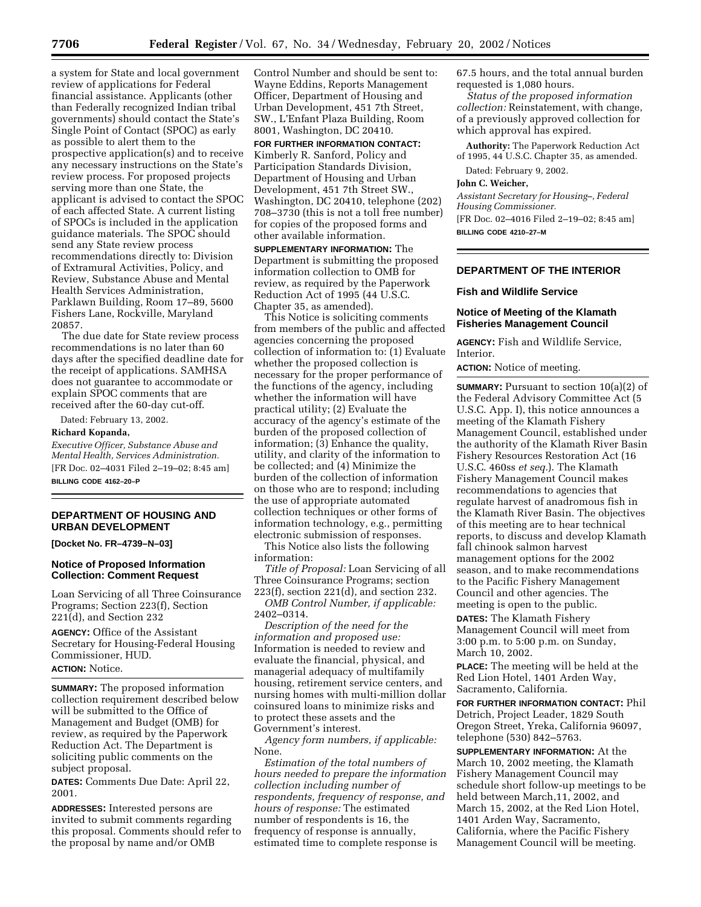a system for State and local government review of applications for Federal financial assistance. Applicants (other than Federally recognized Indian tribal governments) should contact the State's Single Point of Contact (SPOC) as early as possible to alert them to the prospective application(s) and to receive any necessary instructions on the State's review process. For proposed projects serving more than one State, the applicant is advised to contact the SPOC of each affected State. A current listing of SPOCs is included in the application guidance materials. The SPOC should send any State review process recommendations directly to: Division of Extramural Activities, Policy, and Review, Substance Abuse and Mental Health Services Administration, Parklawn Building, Room 17–89, 5600 Fishers Lane, Rockville, Maryland 20857.

The due date for State review process recommendations is no later than 60 days after the specified deadline date for the receipt of applications. SAMHSA does not guarantee to accommodate or explain SPOC comments that are received after the 60-day cut-off.

Dated: February 13, 2002.

**Richard Kopanda,**

*Executive Officer, Substance Abuse and Mental Health, Services Administration.*

[FR Doc. 02–4031 Filed 2–19–02; 8:45 am]

**BILLING CODE 4162–20–P**

## DEPARTMENT OF HOUSING AND URBAN DEVELOPMENT

**[Docket No. FR–4739–N–03]**

### Notice of Proposed Information Collection: Comment Request

Loan Servicing of all Three Coinsurance Programs; Section 223(f), Section 221(d), and Section 232

**AGENCY:** Office of the Assistant Secretary for Housing-Federal Housing Commissioner, HUD.

**ACTION:** Notice.

**SUMMARY:** The proposed information collection requirement described below will be submitted to the Office of Management and Budget (OMB) for review, as required by the Paperwork Reduction Act. The Department is soliciting public comments on the subject proposal.

**DATES:** Comments Due Date: April 22, 2001.

**ADDRESSES:** Interested persons are invited to submit comments regarding this proposal. Comments should refer to the proposal by name and/or OMB Control Number and should be sent to: Wayne Eddins, Reports Management Officer, Department of Housing and Urban Development, 451 7th Street, SW., L'Enfant Plaza Building, Room 8001, Washington, DC 20410.

**FOR FURTHER INFORMATION CONTACT:** Kimberly R. Sanford, Policy and Participation Standards Division, Department of Housing and Urban Development, 451 7th Street SW., Washington, DC 20410, telephone (202) 708–3730 (this is not a toll free number) for copies of the proposed forms and other available information.

**SUPPLEMENTARY INFORMATION:** The Department is submitting the proposed information collection to OMB for review, as required by the Paperwork Reduction Act of 1995 (44 U.S.C. Chapter 35, as amended).

This Notice is soliciting comments from members of the public and affected agencies concerning the proposed collection of information to: (1) Evaluate whether the proposed collection is necessary for the proper performance of the functions of the agency, including whether the information will have practical utility; (2) Evaluate the accuracy of the agency's estimate of the burden of the proposed collection of information; (3) Enhance the quality, utility, and clarity of the information to be collected; and (4) Minimize the burden of the collection of information on those who are to respond; including the use of appropriate automated collection techniques or other forms of information technology, e.g., permitting electronic submission of responses.

This Notice also lists the following information:

*Title of Proposal:* Loan Servicing of all Three Coinsurance Programs; section 223(f), section 221(d), and section 232.

*OMB Control Number, if applicable:* 2402–0314.

*Description of the need for the information and proposed use:* Information is needed to review and evaluate the financial, physical, and managerial adequacy of multifamily housing, retirement service centers, and nursing homes with multi-million dollar coinsured loans to minimize risks and to protect these assets and the Government's interest.

*Agency form numbers, if applicable:* None.

*Estimation of the total numbers of hours needed to prepare the information collection including number of respondents, frequency of response, and hours of response:* The estimated number of respondents is 16, the frequency of response is annually, estimated time to complete response is 67.5 hours, and the total annual burden requested is 1,080 hours.

*Status of the proposed information collection:* Reinstatement, with change, of a previously approved collection for which approval has expired.

**Authority:** The Paperwork Reduction Act of 1995, 44 U.S.C. Chapter 35, as amended.

Dated: February 9, 2002.

**John C. Weicher,**

*Assistant Secretary for Housing–, Federal Housing Commissioner.*

[FR Doc. 02–4016 Filed 2–19–02; 8:45 am]

**BILLING CODE 4210–27–M**

## DEPARTMENT OF THE INTERIOR

### Fish and Wildlife Service

### Notice of Meeting of the Klamath Fisheries Management Council

**AGENCY:** Fish and Wildlife Service, Interior.

**ACTION:** Notice of meeting.

**SUMMARY:** Pursuant to section 10(a)(2) of the Federal Advisory Committee Act (5 U.S.C. App. I), this notice announces a meeting of the Klamath Fishery Management Council, established under the authority of the Klamath River Basin Fishery Resources Restoration Act (16 U.S.C. 460ss *et seq.*). The Klamath Fishery Management Council makes recommendations to agencies that regulate harvest of anadromous fish in the Klamath River Basin. The objectives of this meeting are to hear technical reports, to discuss and develop Klamath fall chinook salmon harvest management options for the 2002 season, and to make recommendations to the Pacific Fishery Management Council and other agencies. The meeting is open to the public.

**DATES:** The Klamath Fishery Management Council will meet from 3:00 p.m. to 5:00 p.m. on Sunday, March 10, 2002.

**PLACE:** The meeting will be held at the Red Lion Hotel, 1401 Arden Way, Sacramento, California.

**FOR FURTHER INFORMATION CONTACT:** Phil Detrich, Project Leader, 1829 South Oregon Street, Yreka, California 96097, telephone (530) 842–5763.

**SUPPLEMENTARY INFORMATION:** At the March 10, 2002 meeting, the Klamath Fishery Management Council may schedule short follow-up meetings to be held between March,11, 2002, and March 15, 2002, at the Red Lion Hotel, 1401 Arden Way, Sacramento, California, where the Pacific Fishery Management Council will be meeting.